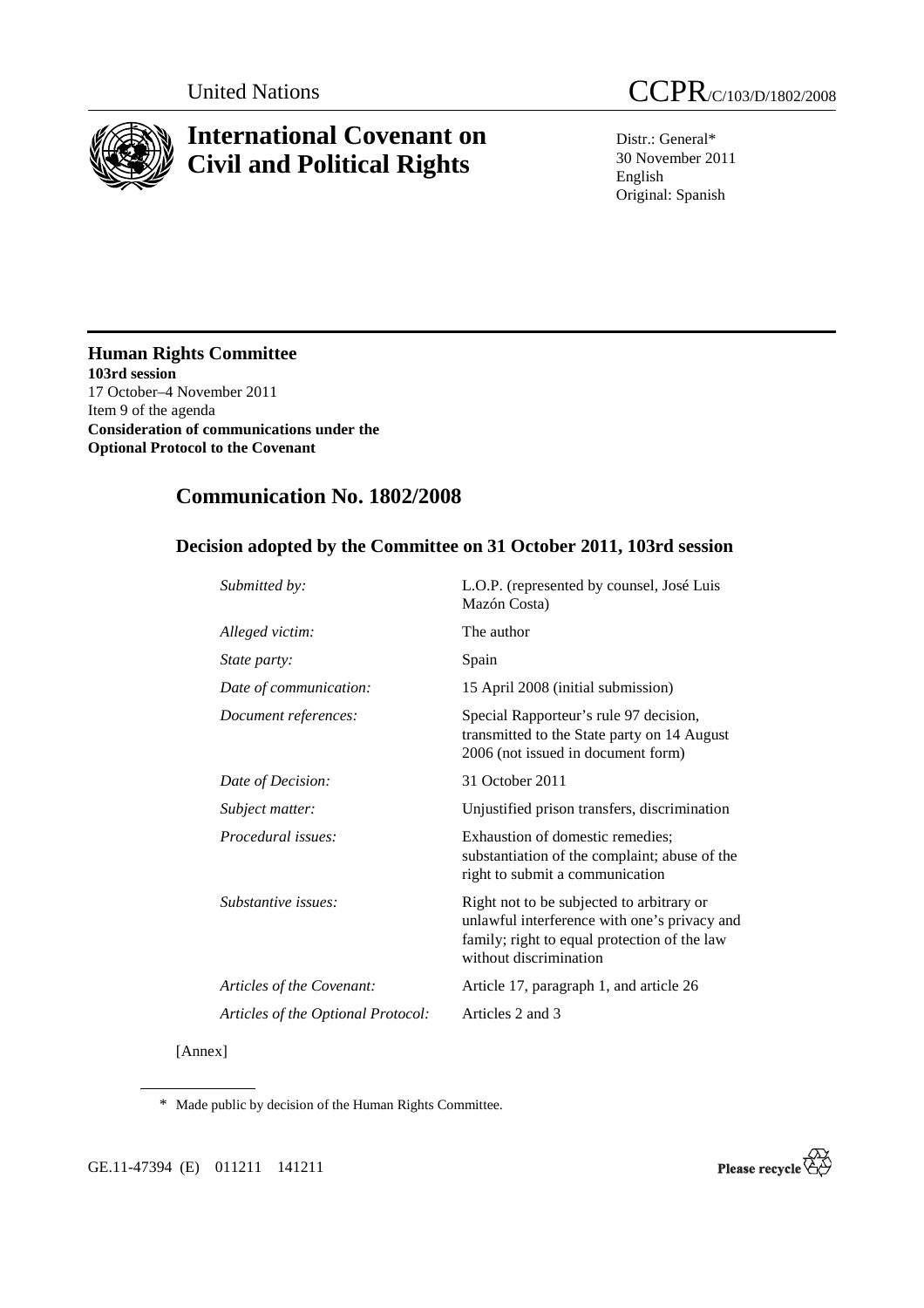United Nations CCPR/C/103/D/1802/2008

# International Covenant on Civil and Political Rights

Distr.: General*
30 November 2011
English
Original: Spanish

## Human Rights Committee

**103rd session**
17 October–4 November 2011
Item 9 of the agenda
**Consideration of communications under the Optional Protocol to the Covenant**

# Communication No. 1802/2008

## Decision adopted by the Committee on 31 October 2011, 103rd session

| | |
|---|---|
| *Submitted by:* | L.O.P. (represented by counsel, José Luis Mazón Costa) |
| *Alleged victim:* | The author |
| *State party:* | Spain |
| *Date of communication:* | 15 April 2008 (initial submission) |
| *Document references:* | Special Rapporteur's rule 97 decision, transmitted to the State party on 14 August 2006 (not issued in document form) |
| *Date of Decision:* | 31 October 2011 |
| *Subject matter:* | Unjustified prison transfers, discrimination |
| *Procedural issues:* | Exhaustion of domestic remedies; substantiation of the complaint; abuse of the right to submit a communication |
| *Substantive issues:* | Right not to be subjected to arbitrary or unlawful interference with one's privacy and family; right to equal protection of the law without discrimination |
| *Articles of the Covenant:* | Article 17, paragraph 1, and article 26 |
| *Articles of the Optional Protocol:* | Articles 2 and 3 |

[Annex]

\* Made public by decision of the Human Rights Committee.

GE.11-47394 (E) 011211 141211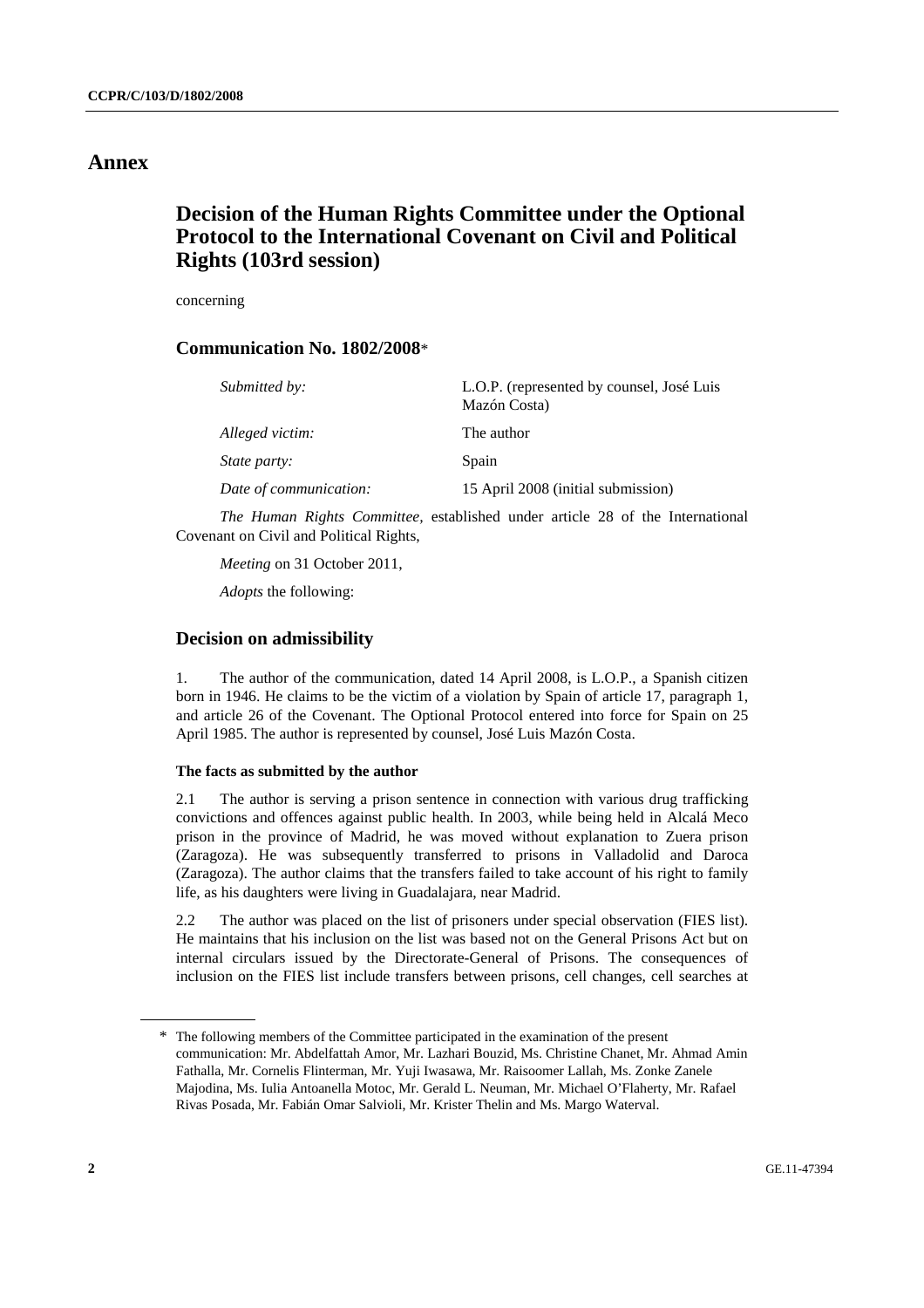# Annex

## Decision of the Human Rights Committee under the Optional Protocol to the International Covenant on Civil and Political Rights (103rd session)

concerning

### Communication No. 1802/2008*

| | |
|---|---|
| *Submitted by:* | L.O.P. (represented by counsel, José Luis Mazón Costa) |
| *Alleged victim:* | The author |
| *State party:* | Spain |
| *Date of communication:* | 15 April 2008 (initial submission) |

*The Human Rights Committee*, established under article 28 of the International Covenant on Civil and Political Rights,

*Meeting* on 31 October 2011,

*Adopts* the following:

### Decision on admissibility

1. The author of the communication, dated 14 April 2008, is L.O.P., a Spanish citizen born in 1946. He claims to be the victim of a violation by Spain of article 17, paragraph 1, and article 26 of the Covenant. The Optional Protocol entered into force for Spain on 25 April 1985. The author is represented by counsel, José Luis Mazón Costa.

#### The facts as submitted by the author

2.1 The author is serving a prison sentence in connection with various drug trafficking convictions and offences against public health. In 2003, while being held in Alcalá Meco prison in the province of Madrid, he was moved without explanation to Zuera prison (Zaragoza). He was subsequently transferred to prisons in Valladolid and Daroca (Zaragoza). The author claims that the transfers failed to take account of his right to family life, as his daughters were living in Guadalajara, near Madrid.

2.2 The author was placed on the list of prisoners under special observation (FIES list). He maintains that his inclusion on the list was based not on the General Prisons Act but on internal circulars issued by the Directorate-General of Prisons. The consequences of inclusion on the FIES list include transfers between prisons, cell changes, cell searches at

---

\* The following members of the Committee participated in the examination of the present communication: Mr. Abdelfattah Amor, Mr. Lazhari Bouzid, Ms. Christine Chanet, Mr. Ahmad Amin Fathalla, Mr. Cornelis Flinterman, Mr. Yuji Iwasawa, Mr. Raisoomer Lallah, Ms. Zonke Zanele Majodina, Ms. Iulia Antoanella Motoc, Mr. Gerald L. Neuman, Mr. Michael O'Flaherty, Mr. Rafael Rivas Posada, Mr. Fabián Omar Salvioli, Mr. Krister Thelin and Ms. Margo Waterval.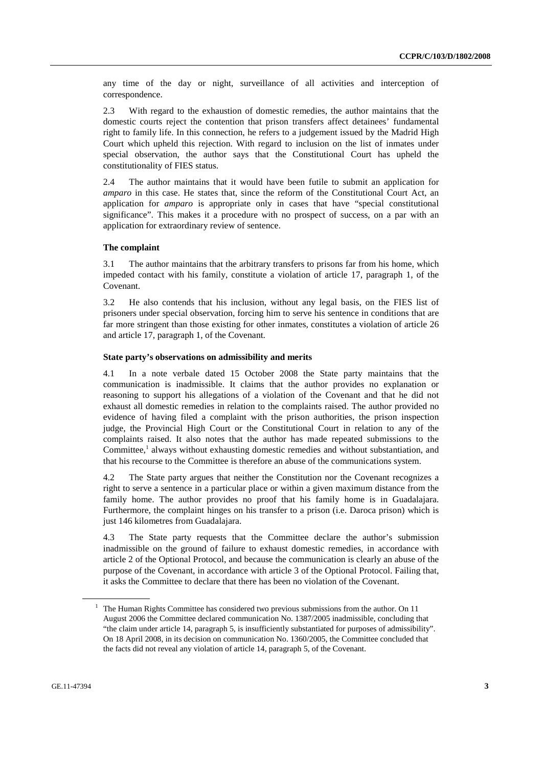any time of the day or night, surveillance of all activities and interception of correspondence.

2.3 With regard to the exhaustion of domestic remedies, the author maintains that the domestic courts reject the contention that prison transfers affect detainees' fundamental right to family life. In this connection, he refers to a judgement issued by the Madrid High Court which upheld this rejection. With regard to inclusion on the list of inmates under special observation, the author says that the Constitutional Court has upheld the constitutionality of FIES status.

2.4 The author maintains that it would have been futile to submit an application for *amparo* in this case. He states that, since the reform of the Constitutional Court Act, an application for *amparo* is appropriate only in cases that have "special constitutional significance". This makes it a procedure with no prospect of success, on a par with an application for extraordinary review of sentence.

### The complaint

3.1 The author maintains that the arbitrary transfers to prisons far from his home, which impeded contact with his family, constitute a violation of article 17, paragraph 1, of the Covenant.

3.2 He also contends that his inclusion, without any legal basis, on the FIES list of prisoners under special observation, forcing him to serve his sentence in conditions that are far more stringent than those existing for other inmates, constitutes a violation of article 26 and article 17, paragraph 1, of the Covenant.

### State party's observations on admissibility and merits

4.1 In a note verbale dated 15 October 2008 the State party maintains that the communication is inadmissible. It claims that the author provides no explanation or reasoning to support his allegations of a violation of the Covenant and that he did not exhaust all domestic remedies in relation to the complaints raised. The author provided no evidence of having filed a complaint with the prison authorities, the prison inspection judge, the Provincial High Court or the Constitutional Court in relation to any of the complaints raised. It also notes that the author has made repeated submissions to the Committee,[1] always without exhausting domestic remedies and without substantiation, and that his recourse to the Committee is therefore an abuse of the communications system.

4.2 The State party argues that neither the Constitution nor the Covenant recognizes a right to serve a sentence in a particular place or within a given maximum distance from the family home. The author provides no proof that his family home is in Guadalajara. Furthermore, the complaint hinges on his transfer to a prison (i.e. Daroca prison) which is just 146 kilometres from Guadalajara.

4.3 The State party requests that the Committee declare the author's submission inadmissible on the ground of failure to exhaust domestic remedies, in accordance with article 2 of the Optional Protocol, and because the communication is clearly an abuse of the purpose of the Covenant, in accordance with article 3 of the Optional Protocol. Failing that, it asks the Committee to declare that there has been no violation of the Covenant.

---

[1] The Human Rights Committee has considered two previous submissions from the author. On 11 August 2006 the Committee declared communication No. 1387/2005 inadmissible, concluding that "the claim under article 14, paragraph 5, is insufficiently substantiated for purposes of admissibility". On 18 April 2008, in its decision on communication No. 1360/2005, the Committee concluded that the facts did not reveal any violation of article 14, paragraph 5, of the Covenant.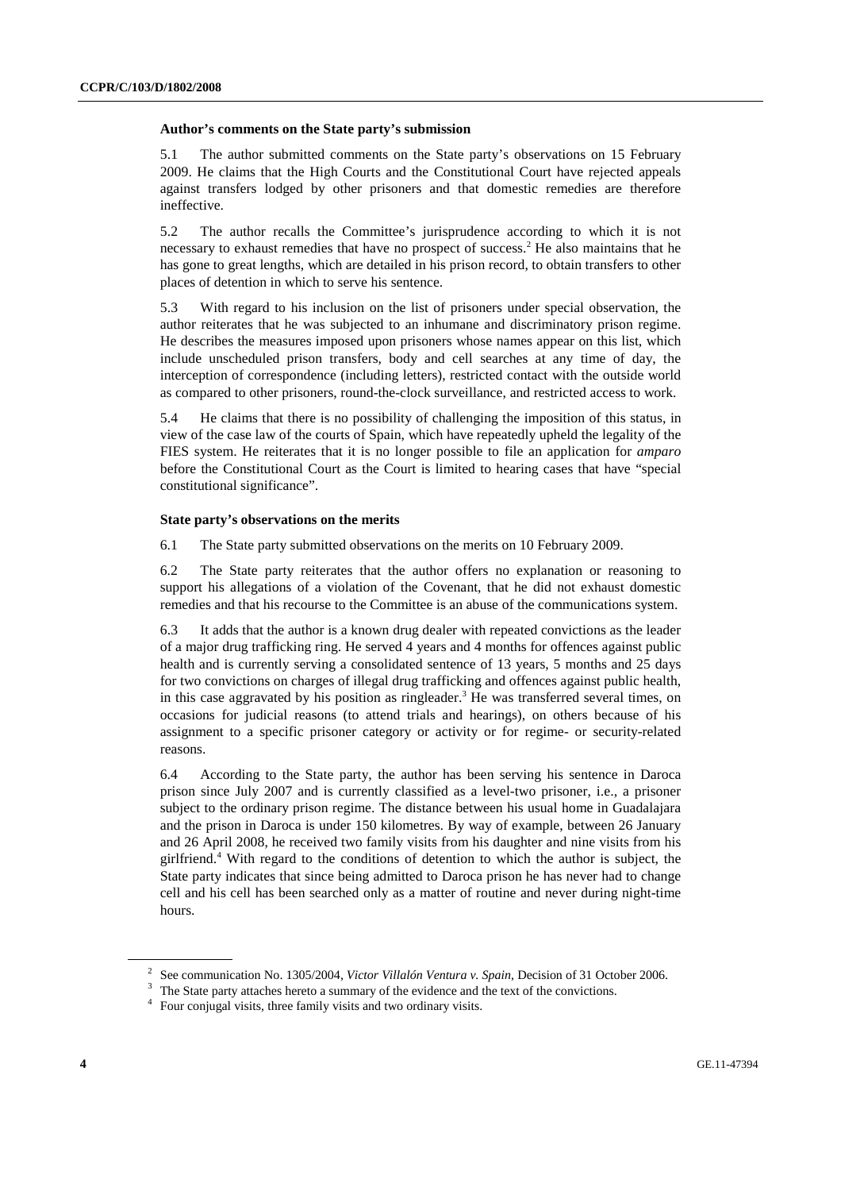### Author's comments on the State party's submission

5.1 The author submitted comments on the State party's observations on 15 February 2009. He claims that the High Courts and the Constitutional Court have rejected appeals against transfers lodged by other prisoners and that domestic remedies are therefore ineffective.

5.2 The author recalls the Committee's jurisprudence according to which it is not necessary to exhaust remedies that have no prospect of success.[2] He also maintains that he has gone to great lengths, which are detailed in his prison record, to obtain transfers to other places of detention in which to serve his sentence.

5.3 With regard to his inclusion on the list of prisoners under special observation, the author reiterates that he was subjected to an inhumane and discriminatory prison regime. He describes the measures imposed upon prisoners whose names appear on this list, which include unscheduled prison transfers, body and cell searches at any time of day, the interception of correspondence (including letters), restricted contact with the outside world as compared to other prisoners, round-the-clock surveillance, and restricted access to work.

5.4 He claims that there is no possibility of challenging the imposition of this status, in view of the case law of the courts of Spain, which have repeatedly upheld the legality of the FIES system. He reiterates that it is no longer possible to file an application for *amparo* before the Constitutional Court as the Court is limited to hearing cases that have "special constitutional significance".

### State party's observations on the merits

6.1 The State party submitted observations on the merits on 10 February 2009.

6.2 The State party reiterates that the author offers no explanation or reasoning to support his allegations of a violation of the Covenant, that he did not exhaust domestic remedies and that his recourse to the Committee is an abuse of the communications system.

6.3 It adds that the author is a known drug dealer with repeated convictions as the leader of a major drug trafficking ring. He served 4 years and 4 months for offences against public health and is currently serving a consolidated sentence of 13 years, 5 months and 25 days for two convictions on charges of illegal drug trafficking and offences against public health, in this case aggravated by his position as ringleader.[3] He was transferred several times, on occasions for judicial reasons (to attend trials and hearings), on others because of his assignment to a specific prisoner category or activity or for regime- or security-related reasons.

6.4 According to the State party, the author has been serving his sentence in Daroca prison since July 2007 and is currently classified as a level-two prisoner, i.e., a prisoner subject to the ordinary prison regime. The distance between his usual home in Guadalajara and the prison in Daroca is under 150 kilometres. By way of example, between 26 January and 26 April 2008, he received two family visits from his daughter and nine visits from his girlfriend.[4] With regard to the conditions of detention to which the author is subject, the State party indicates that since being admitted to Daroca prison he has never had to change cell and his cell has been searched only as a matter of routine and never during night-time hours.

---

[2] See communication No. 1305/2004, *Victor Villalón Ventura v. Spain*, Decision of 31 October 2006.

[3] The State party attaches hereto a summary of the evidence and the text of the convictions.

[4] Four conjugal visits, three family visits and two ordinary visits.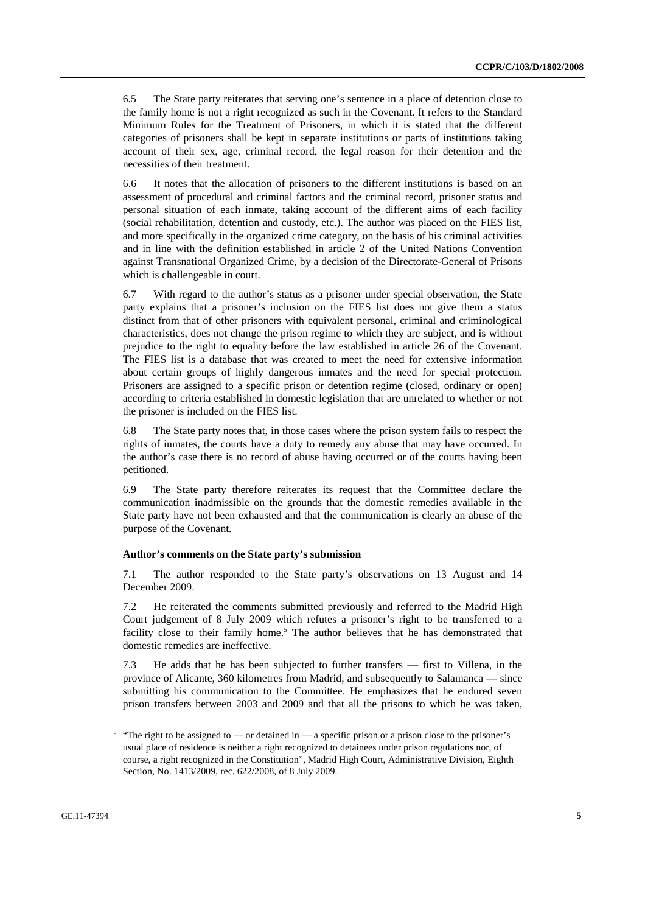6.5 The State party reiterates that serving one's sentence in a place of detention close to the family home is not a right recognized as such in the Covenant. It refers to the Standard Minimum Rules for the Treatment of Prisoners, in which it is stated that the different categories of prisoners shall be kept in separate institutions or parts of institutions taking account of their sex, age, criminal record, the legal reason for their detention and the necessities of their treatment.

6.6 It notes that the allocation of prisoners to the different institutions is based on an assessment of procedural and criminal factors and the criminal record, prisoner status and personal situation of each inmate, taking account of the different aims of each facility (social rehabilitation, detention and custody, etc.). The author was placed on the FIES list, and more specifically in the organized crime category, on the basis of his criminal activities and in line with the definition established in article 2 of the United Nations Convention against Transnational Organized Crime, by a decision of the Directorate-General of Prisons which is challengeable in court.

6.7 With regard to the author's status as a prisoner under special observation, the State party explains that a prisoner's inclusion on the FIES list does not give them a status distinct from that of other prisoners with equivalent personal, criminal and criminological characteristics, does not change the prison regime to which they are subject, and is without prejudice to the right to equality before the law established in article 26 of the Covenant. The FIES list is a database that was created to meet the need for extensive information about certain groups of highly dangerous inmates and the need for special protection. Prisoners are assigned to a specific prison or detention regime (closed, ordinary or open) according to criteria established in domestic legislation that are unrelated to whether or not the prisoner is included on the FIES list.

6.8 The State party notes that, in those cases where the prison system fails to respect the rights of inmates, the courts have a duty to remedy any abuse that may have occurred. In the author's case there is no record of abuse having occurred or of the courts having been petitioned.

6.9 The State party therefore reiterates its request that the Committee declare the communication inadmissible on the grounds that the domestic remedies available in the State party have not been exhausted and that the communication is clearly an abuse of the purpose of the Covenant.

**Author's comments on the State party's submission**

7.1 The author responded to the State party's observations on 13 August and 14 December 2009.

7.2 He reiterated the comments submitted previously and referred to the Madrid High Court judgement of 8 July 2009 which refutes a prisoner's right to be transferred to a facility close to their family home.[5] The author believes that he has demonstrated that domestic remedies are ineffective.

7.3 He adds that he has been subjected to further transfers — first to Villena, in the province of Alicante, 360 kilometres from Madrid, and subsequently to Salamanca — since submitting his communication to the Committee. He emphasizes that he endured seven prison transfers between 2003 and 2009 and that all the prisons to which he was taken,

[5] "The right to be assigned to — or detained in — a specific prison or a prison close to the prisoner's usual place of residence is neither a right recognized to detainees under prison regulations nor, of course, a right recognized in the Constitution", Madrid High Court, Administrative Division, Eighth Section, No. 1413/2009, rec. 622/2008, of 8 July 2009.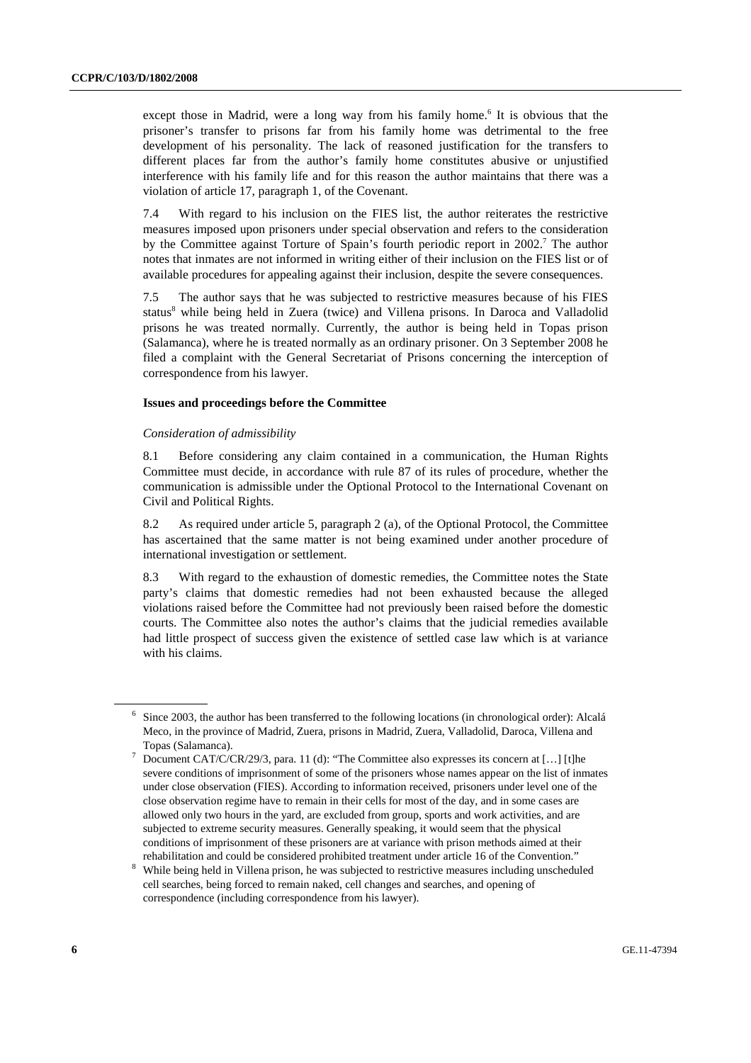except those in Madrid, were a long way from his family home.[6] It is obvious that the prisoner's transfer to prisons far from his family home was detrimental to the free development of his personality. The lack of reasoned justification for the transfers to different places far from the author's family home constitutes abusive or unjustified interference with his family life and for this reason the author maintains that there was a violation of article 17, paragraph 1, of the Covenant.

7.4 With regard to his inclusion on the FIES list, the author reiterates the restrictive measures imposed upon prisoners under special observation and refers to the consideration by the Committee against Torture of Spain's fourth periodic report in 2002.[7] The author notes that inmates are not informed in writing either of their inclusion on the FIES list or of available procedures for appealing against their inclusion, despite the severe consequences.

7.5 The author says that he was subjected to restrictive measures because of his FIES status[8] while being held in Zuera (twice) and Villena prisons. In Daroca and Valladolid prisons he was treated normally. Currently, the author is being held in Topas prison (Salamanca), where he is treated normally as an ordinary prisoner. On 3 September 2008 he filed a complaint with the General Secretariat of Prisons concerning the interception of correspondence from his lawyer.

### Issues and proceedings before the Committee

*Consideration of admissibility*

8.1 Before considering any claim contained in a communication, the Human Rights Committee must decide, in accordance with rule 87 of its rules of procedure, whether the communication is admissible under the Optional Protocol to the International Covenant on Civil and Political Rights.

8.2 As required under article 5, paragraph 2 (a), of the Optional Protocol, the Committee has ascertained that the same matter is not being examined under another procedure of international investigation or settlement.

8.3 With regard to the exhaustion of domestic remedies, the Committee notes the State party's claims that domestic remedies had not been exhausted because the alleged violations raised before the Committee had not previously been raised before the domestic courts. The Committee also notes the author's claims that the judicial remedies available had little prospect of success given the existence of settled case law which is at variance with his claims.

---

[6] Since 2003, the author has been transferred to the following locations (in chronological order): Alcalá Meco, in the province of Madrid, Zuera, prisons in Madrid, Zuera, Valladolid, Daroca, Villena and Topas (Salamanca).

[7] Document CAT/C/CR/29/3, para. 11 (d): "The Committee also expresses its concern at […] [t]he severe conditions of imprisonment of some of the prisoners whose names appear on the list of inmates under close observation (FIES). According to information received, prisoners under level one of the close observation regime have to remain in their cells for most of the day, and in some cases are allowed only two hours in the yard, are excluded from group, sports and work activities, and are subjected to extreme security measures. Generally speaking, it would seem that the physical conditions of imprisonment of these prisoners are at variance with prison methods aimed at their rehabilitation and could be considered prohibited treatment under article 16 of the Convention."

[8] While being held in Villena prison, he was subjected to restrictive measures including unscheduled cell searches, being forced to remain naked, cell changes and searches, and opening of correspondence (including correspondence from his lawyer).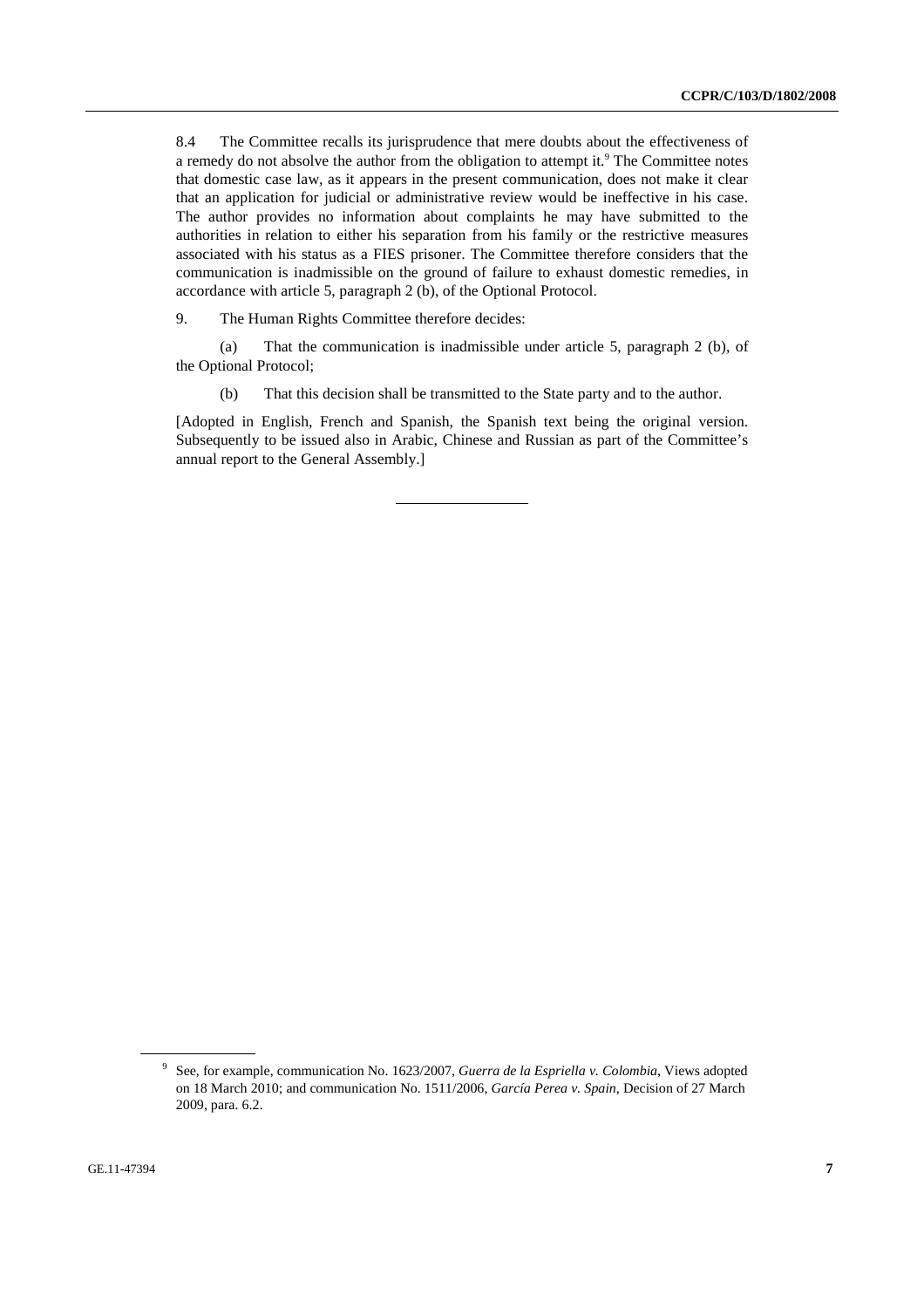8.4 The Committee recalls its jurisprudence that mere doubts about the effectiveness of a remedy do not absolve the author from the obligation to attempt it.[9] The Committee notes that domestic case law, as it appears in the present communication, does not make it clear that an application for judicial or administrative review would be ineffective in his case. The author provides no information about complaints he may have submitted to the authorities in relation to either his separation from his family or the restrictive measures associated with his status as a FIES prisoner. The Committee therefore considers that the communication is inadmissible on the ground of failure to exhaust domestic remedies, in accordance with article 5, paragraph 2 (b), of the Optional Protocol.

9. The Human Rights Committee therefore decides:

(a) That the communication is inadmissible under article 5, paragraph 2 (b), of the Optional Protocol;

(b) That this decision shall be transmitted to the State party and to the author.

[Adopted in English, French and Spanish, the Spanish text being the original version. Subsequently to be issued also in Arabic, Chinese and Russian as part of the Committee's annual report to the General Assembly.]

---

[9] See, for example, communication No. 1623/2007, *Guerra de la Espriella v. Colombia*, Views adopted on 18 March 2010; and communication No. 1511/2006, *García Perea v. Spain*, Decision of 27 March 2009, para. 6.2.